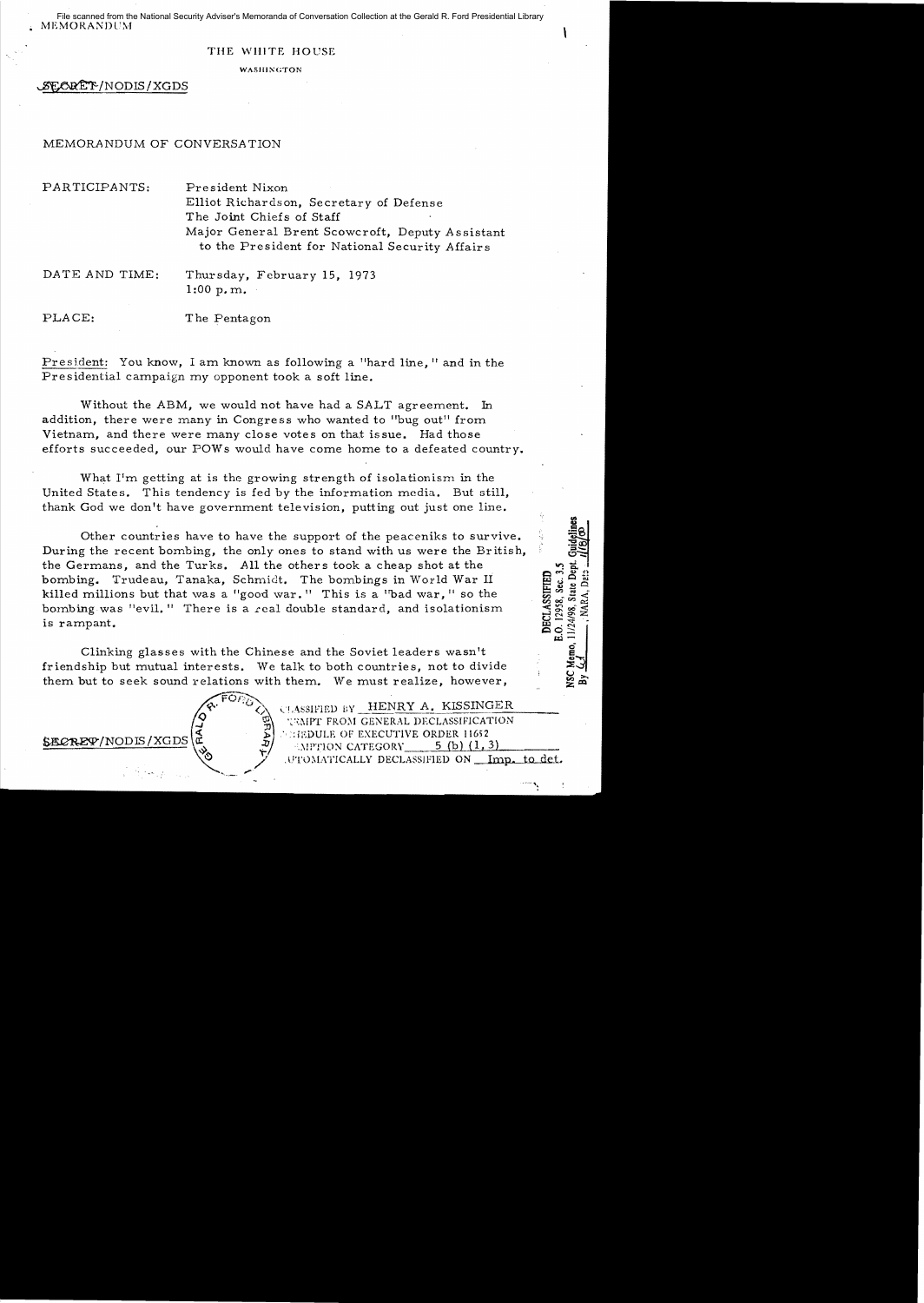File scanned from the National Security Adviser's Memoranda of Conversation Collection at the Gerald R. Ford Presidential Library

MEMORANDUM

THE WHITE HOUSE

WASHINGTON

SECRET/NODIS/XGDS

MEMORANDUM OF CONVERSATION

PARTICIPANTS: President Nixon
Elliot Richardson, Secretary of Defense
The Joint Chiefs of Staff
Major General Brent Scowcroft, Deputy Assistant to the President for National Security Affairs

DATE AND TIME: Thursday, February 15, 1973
1:00 p.m.

PLACE: The Pentagon

President: You know, I am known as following a "hard line," and in the Presidential campaign my opponent took a soft line.

Without the ABM, we would not have had a SALT agreement. In addition, there were many in Congress who wanted to "bug out" from Vietnam, and there were many close votes on that issue. Had those efforts succeeded, our POWs would have come home to a defeated country.

What I'm getting at is the growing strength of isolationism in the United States. This tendency is fed by the information media. But still, thank God we don't have government television, putting out just one line.

Other countries have to have the support of the peaceniks to survive. During the recent bombing, the only ones to stand with us were the British, the Germans, and the Turks. All the others took a cheap shot at the bombing. Trudeau, Tanaka, Schmidt. The bombings in World War II killed millions but that was a "good war." This is a "bad war," so the bombing was "evil." There is a real double standard, and isolationism is rampant.

Clinking glasses with the Chinese and the Soviet leaders wasn't friendship but mutual interests. We talk to both countries, not to divide them but to seek sound relations with them. We must realize, however,

DECLASSIFIED
E.O. 12958, Sec. 3.5
NSC Memo, 11/24/98, State Dept. Guidelines
By ___, NARA, Date ___

CLASSIFIED BY HENRY A. KISSINGER
EXEMPT FROM GENERAL DECLASSIFICATION
SCHEDULE OF EXECUTIVE ORDER 11652
EXEMPTION CATEGORY 5 (b) (1, 3)
AUTOMATICALLY DECLASSIFIED ON Imp. to det.

SECRET/NODIS/XGDS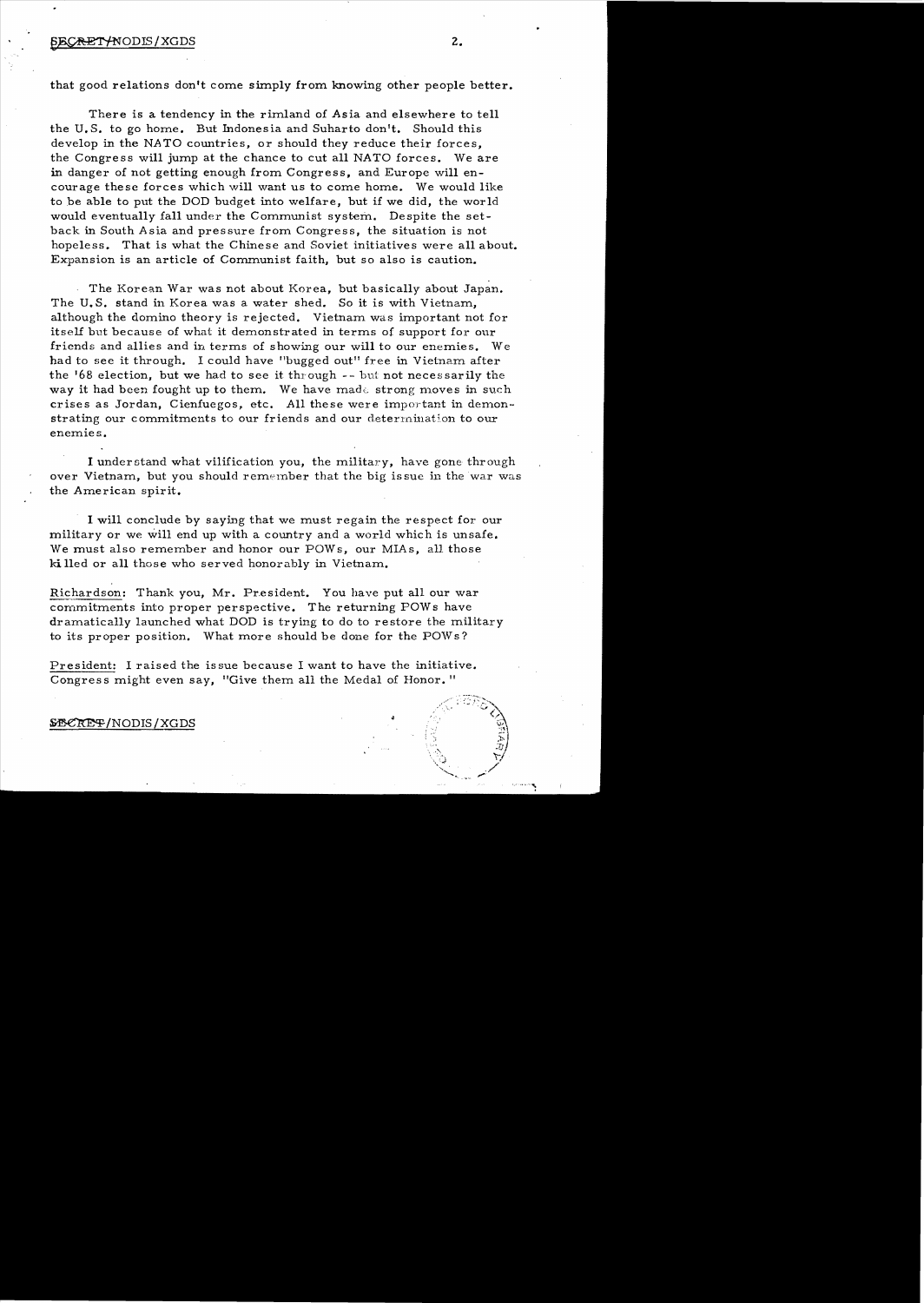that good relations don't come simply from knowing other people better.

There is a tendency in the rimland of Asia and elsewhere to tell the U.S. to go home. But Indonesia and Suharto don't. Should this develop in the NATO countries, or should they reduce their forces, the Congress will jump at the chance to cut all NATO forces. We are in danger of not getting enough from Congress, and Europe will encourage these forces which will want us to come home. We would like to be able to put the DOD budget into welfare, but if we did, the world would eventually fall under the Communist system. Despite the setback in South Asia and pressure from Congress, the situation is not hopeless. That is what the Chinese and Soviet initiatives were all about. Expansion is an article of Communist faith, but so also is caution.

The Korean War was not about Korea, but basically about Japan. The U.S. stand in Korea was a water shed. So it is with Vietnam, although the domino theory is rejected. Vietnam was important not for itself but because of what it demonstrated in terms of support for our friends and allies and in terms of showing our will to our enemies. We had to see it through. I could have "bugged out" free in Vietnam after the '68 election, but we had to see it through -- but not necessarily the way it had been fought up to them. We have made strong moves in such crises as Jordan, Cienfuegos, etc. All these were important in demonstrating our commitments to our friends and our determination to our enemies.

I understand what vilification you, the military, have gone through over Vietnam, but you should remember that the big issue in the war was the American spirit.

I will conclude by saying that we must regain the respect for our military or we will end up with a country and a world which is unsafe. We must also remember and honor our POWs, our MIAs, all those killed or all those who served honorably in Vietnam.

Richardson: Thank you, Mr. President. You have put all our war commitments into proper perspective. The returning POWs have dramatically launched what DOD is trying to do to restore the military to its proper position. What more should be done for the POWs?

President: I raised the issue because I want to have the initiative. Congress might even say, "Give them all the Medal of Honor."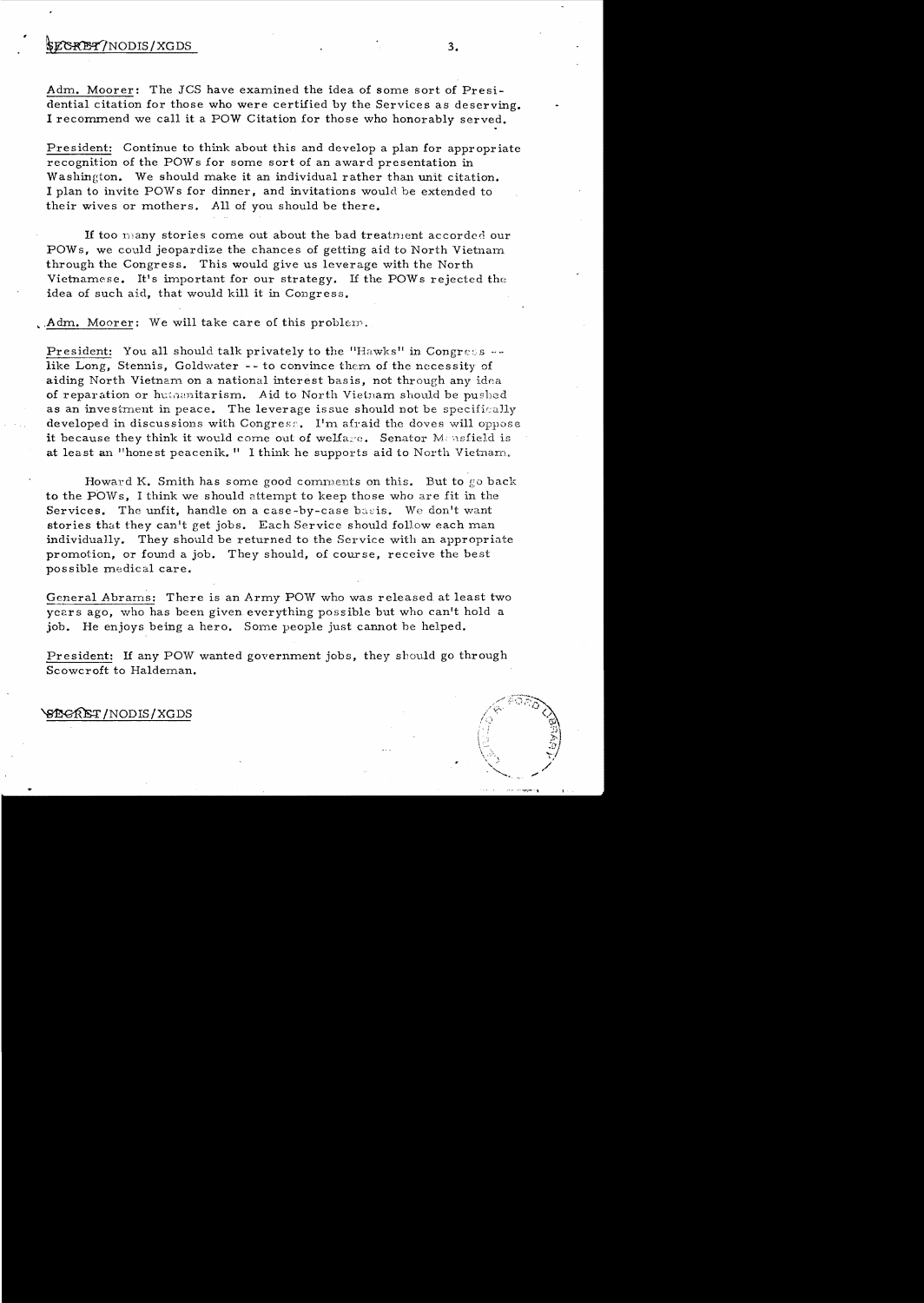SECRET/NODIS/XGDS

Adm. Moorer: The JCS have examined the idea of some sort of Presidential citation for those who were certified by the Services as deserving. I recommend we call it a POW Citation for those who honorably served.

President: Continue to think about this and develop a plan for appropriate recognition of the POWs for some sort of an award presentation in Washington. We should make it an individual rather than unit citation. I plan to invite POWs for dinner, and invitations would be extended to their wives or mothers. All of you should be there.

If too many stories come out about the bad treatment accorded our POWs, we could jeopardize the chances of getting aid to North Vietnam through the Congress. This would give us leverage with the North Vietnamese. It's important for our strategy. If the POWs rejected the idea of such aid, that would kill it in Congress.

Adm. Moorer: We will take care of this problem.

President: You all should talk privately to the "Hawks" in Congress -- like Long, Stennis, Goldwater -- to convince them of the necessity of aiding North Vietnam on a national interest basis, not through any idea of reparation or humanitarism. Aid to North Vietnam should be pushed as an investment in peace. The leverage issue should not be specifically developed in discussions with Congress. I'm afraid the doves will oppose it because they think it would come out of welfare. Senator Mansfield is at least an "honest peacenik." I think he supports aid to North Vietnam.

Howard K. Smith has some good comments on this. But to go back to the POWs, I think we should attempt to keep those who are fit in the Services. The unfit, handle on a case-by-case basis. We don't want stories that they can't get jobs. Each Service should follow each man individually. They should be returned to the Service with an appropriate promotion, or found a job. They should, of course, receive the best possible medical care.

General Abrams: There is an Army POW who was released at least two years ago, who has been given everything possible but who can't hold a job. He enjoys being a hero. Some people just cannot be helped.

President: If any POW wanted government jobs, they should go through Scowcroft to Haldeman.

SECRET/NODIS/XGDS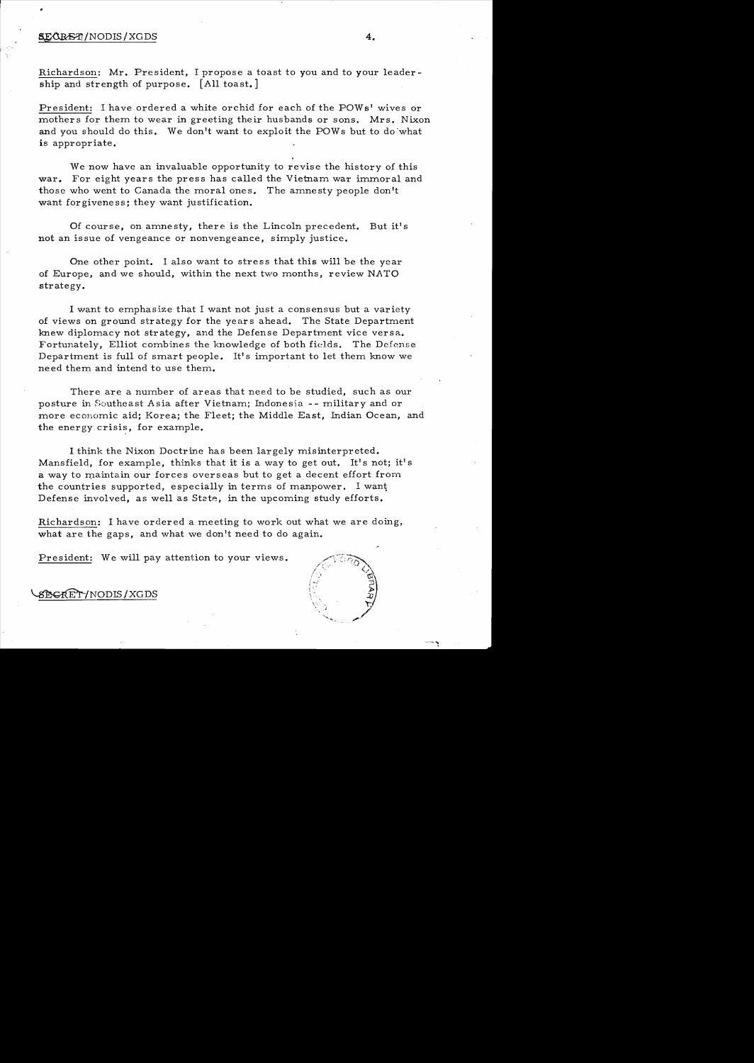Richardson: Mr. President, I propose a toast to you and to your leadership and strength of purpose. [All toast.]

President: I have ordered a white orchid for each of the POWs' wives or mothers for them to wear in greeting their husbands or sons. Mrs. Nixon and you should do this. We don't want to exploit the POWs but to do what is appropriate.

We now have an invaluable opportunity to revise the history of this war. For eight years the press has called the Vietnam war immoral and those who went to Canada the moral ones. The amnesty people don't want forgiveness; they want justification.

Of course, on amnesty, there is the Lincoln precedent. But it's not an issue of vengeance or nonvengeance, simply justice.

One other point. I also want to stress that this will be the year of Europe, and we should, within the next two months, review NATO strategy.

I want to emphasize that I want not just a consensus but a variety of views on ground strategy for the years ahead. The State Department knew diplomacy not strategy, and the Defense Department vice versa. Fortunately, Elliot combines the knowledge of both fields. The Defense Department is full of smart people. It's important to let them know we need them and intend to use them.

There are a number of areas that need to be studied, such as our posture in Southeast Asia after Vietnam; Indonesia -- military and or more economic aid; Korea; the Fleet; the Middle East, Indian Ocean, and the energy crisis, for example.

I think the Nixon Doctrine has been largely misinterpreted. Mansfield, for example, thinks that it is a way to get out. It's not; it's a way to maintain our forces overseas but to get a decent effort from the countries supported, especially in terms of manpower. I want Defense involved, as well as State, in the upcoming study efforts.

Richardson: I have ordered a meeting to work out what we are doing, what are the gaps, and what we don't need to do again.

President: We will pay attention to your views.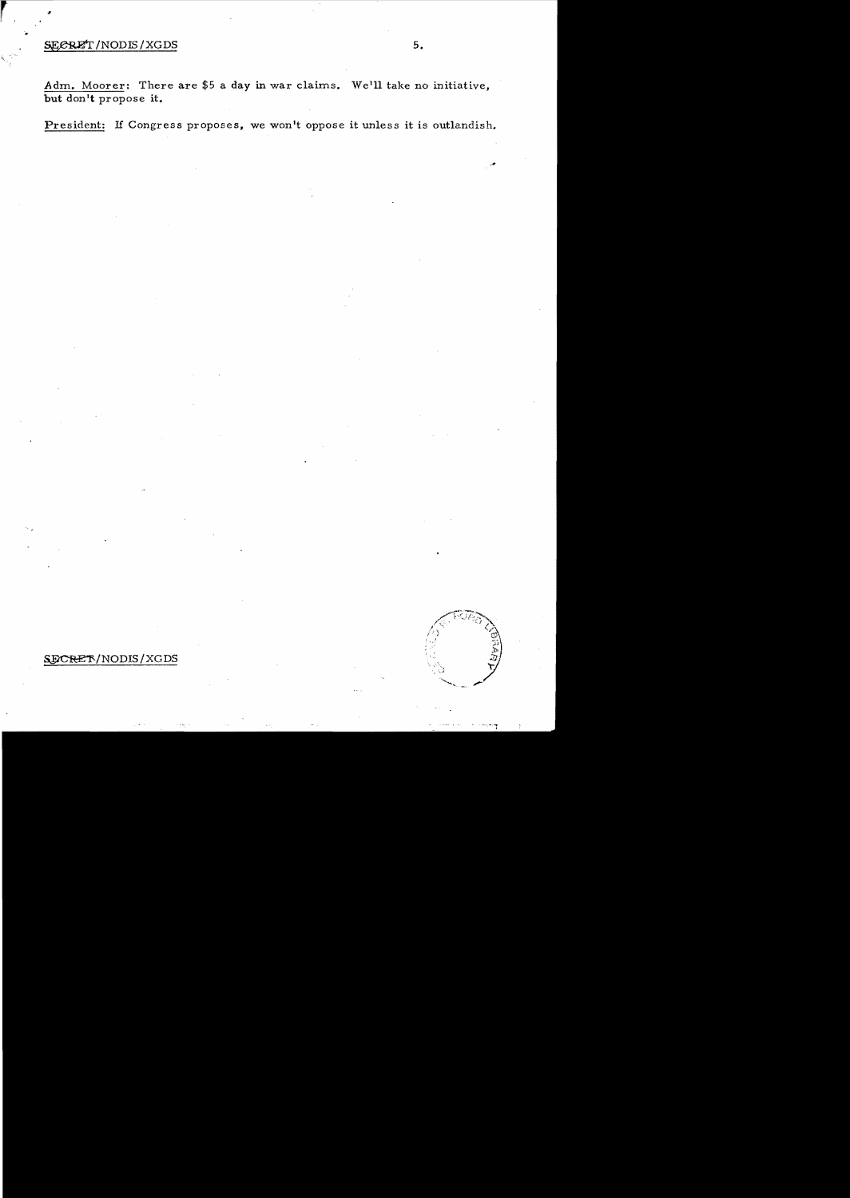Adm. Moorer: There are $5 a day in war claims. We'll take no initiative, but don't propose it.

President: If Congress proposes, we won't oppose it unless it is outlandish.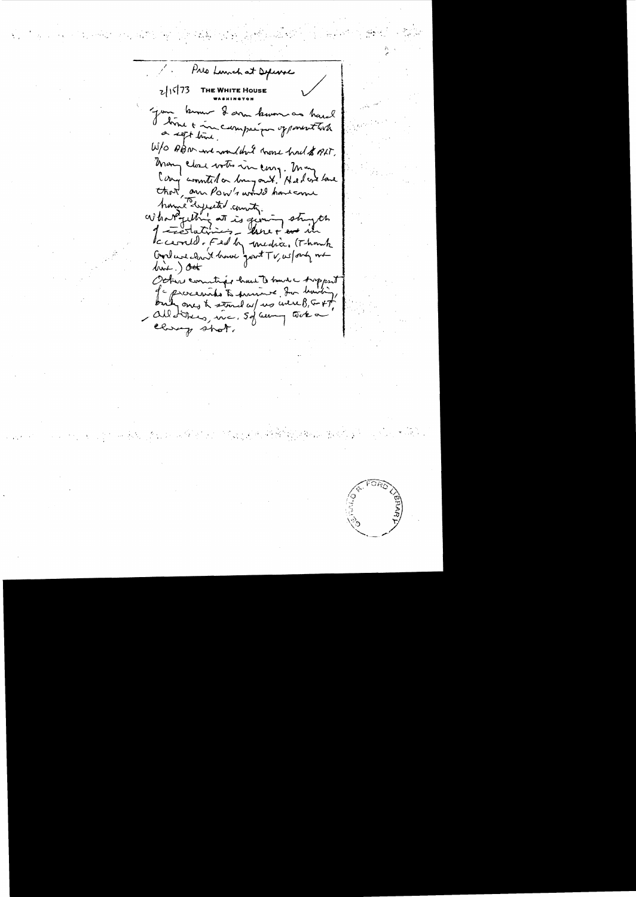1. Pres Lunch at Defense

2/15/73 THE WHITE HOUSE
WASHINGTON

You know I am known as hard line & in campaign opponent took a soft line.

W/o ABM we wouldn't have had SALT. Many close votes in Cong. Many Cong counted on bugout. Had we done that, our POW's would have come home to defeated country.

What getting at is growing strength of isolationism - here & over in world. Fed by media. (Thank God we don't have govt TV, w/only one line.) Att

Other countries have to have support of presidents to survive. In history, only ones to stand w/ us were B, G+P, all others, inc. So[uth] Korea took a cheap shot.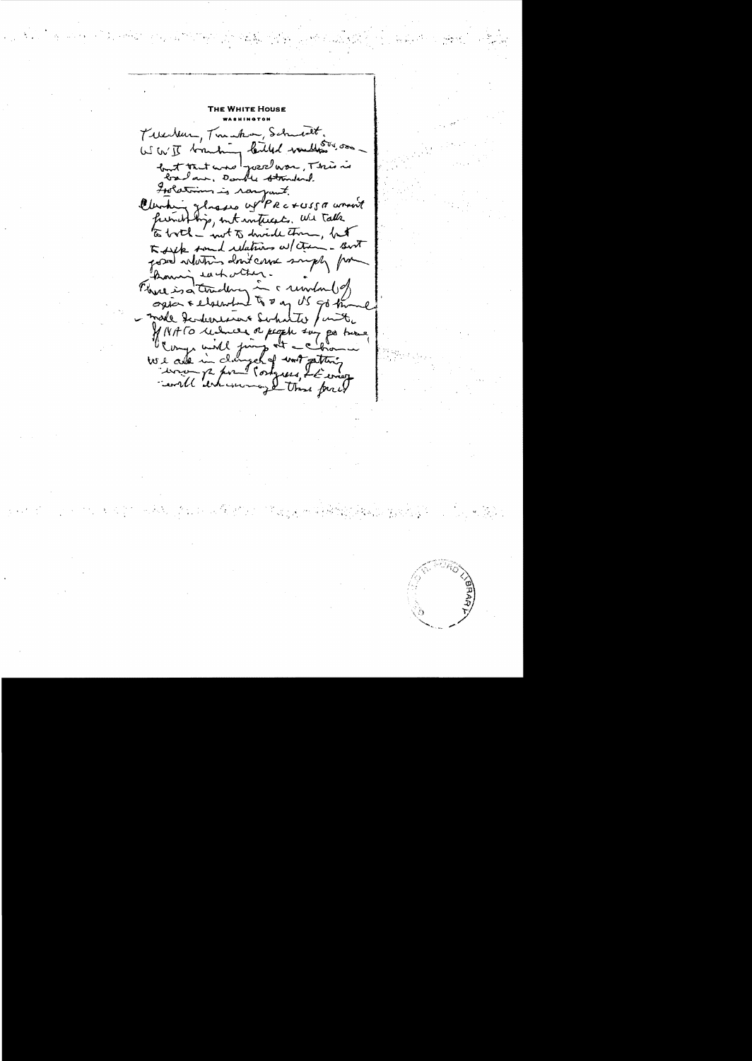**THE WHITE HOUSE**
**WASHINGTON**

Tucker, Truman, Schmidt.
WW II bombing killed millions 500,000 –
but that was good war. This is
bad one. Double standard.
Isolation is rampant.
Clarity glasses of PRC + USSR aren't
friendship, but interests. We talk
to both – not to divide them, but
to seek sound relations w/them – But
good relations don't come simply from
liking each other.
There is a tendency in a number of
areas + elsewhere to say US got trimmed
– made Indonesia Sukarto / unite.
If NATO weakness or people say go home
Congress will jump at a chance.
We are in danger of not getting
money for Congress. If every
world endangered these forces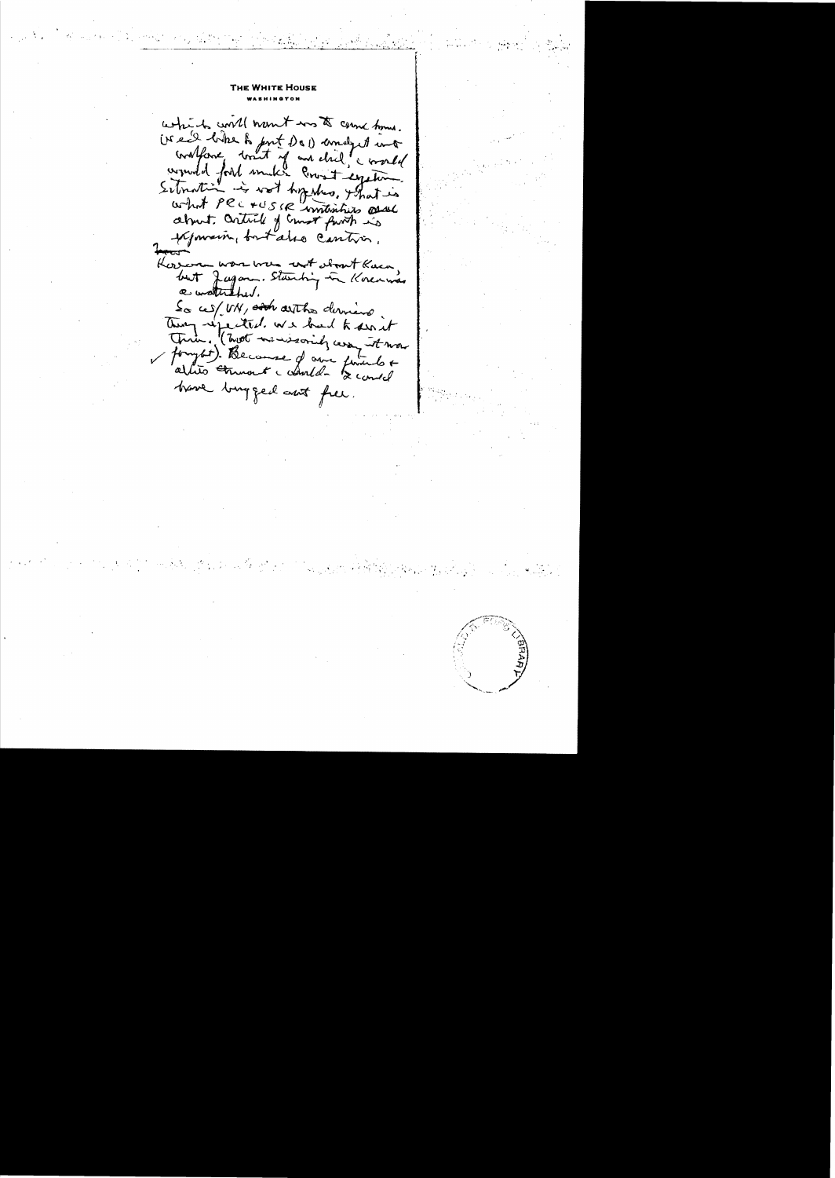THE WHITE HOUSE

WASHINGTON

which will want us to come home. We'd like to put DoD budget into welfare. Wait if our child, I would wrongfully make Const system. Situation is not hopeless, that is what PRC + USSR ministers are about. Outside of Const party is Hyman, but also Carter.

Korean war was not about Korea, but Japan. Standing in Korea was a watershed.

So w/ VN, not as the domino they expected. We had to do it then. (Not necessarily way it was fought). Because of our friends + allies throughout world. & could have bugged out free.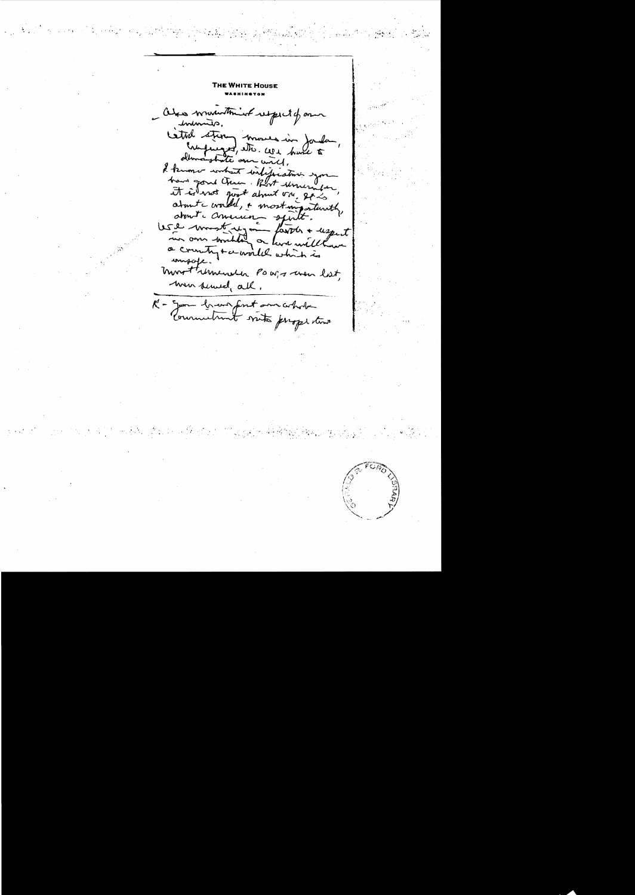**THE WHITE HOUSE**
WASHINGTON

- Also maintain respect of our enemies.
  Cited strong moves in Jordan, Mayaguez, etc. We have to demonstrate our will.
  I know what infatuation you have gone thru. But remember, it is not just about VN, it is about the world, & most importantly, about the American spirit.
  We must regain faith & respect in our ability or we will have a country & a world which is unsafe.
  Must remember POWs & men lost, men served, all.

---

K - You brought out our whole commitment into perspective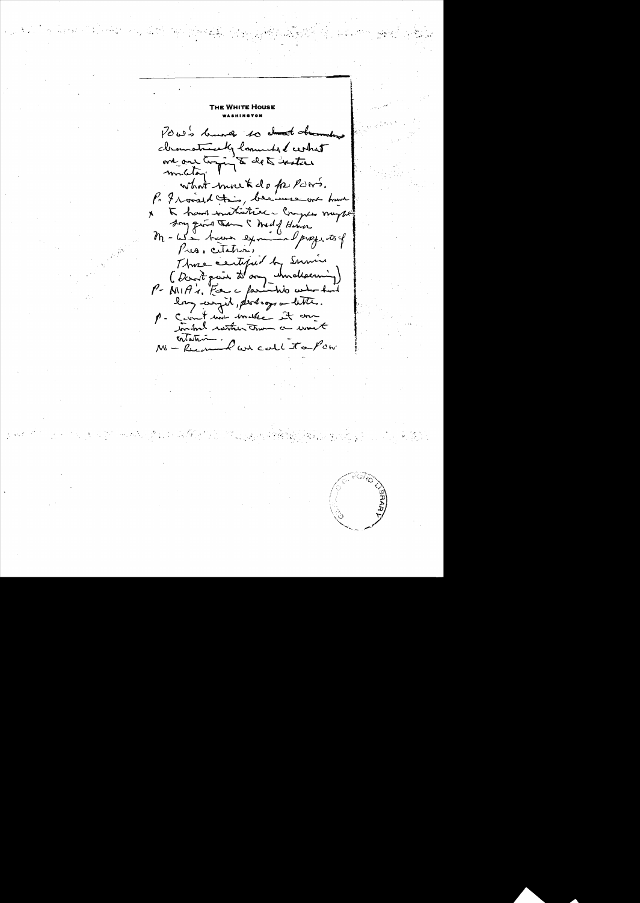**THE WHITE HOUSE**
**WASHINGTON**

POW's bureau so ~~short~~ ~~branch~~ dramatically launched what we are trying to do to restore military

what must do for POW's.

P- I raised this, because we have

x to have initiative - Congress might do it given them 'C' Medal of Honor

M - We have examined prospects of Pres. citation,

Those certified by Services (Don't gain to any undeserving)

P- MIA's. For a family who waited long enough, perhaps a letter.

P- Can't we make it an individual rather than a unit citation.

M - Recommend we call it a POW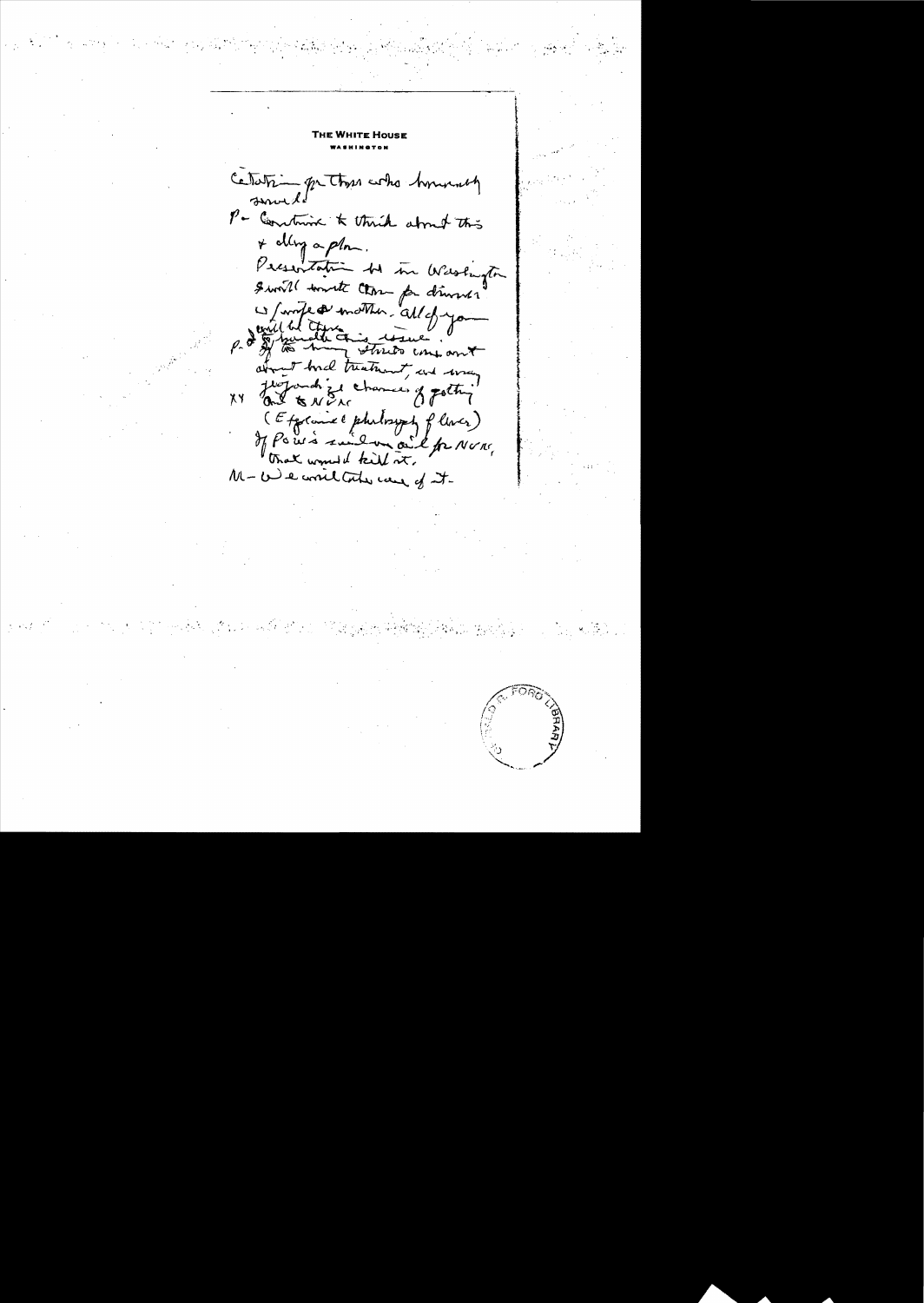**THE WHITE HOUSE**
**WASHINGTON**

Citation for those who honorably served.

P – Continue to think about this & develop a plan.

Presentation be in Washington & we'll invite them for dinner.

W/wife & mother. All of you will be there.

P – If we handle this issue & too many stories come out about bad treatment, we may jeopardize chances of getting

XY And to NVN
(Effective philosophy of [illegible])

If POWs said one word for NVN, that would kill it.

M – We will take care of it.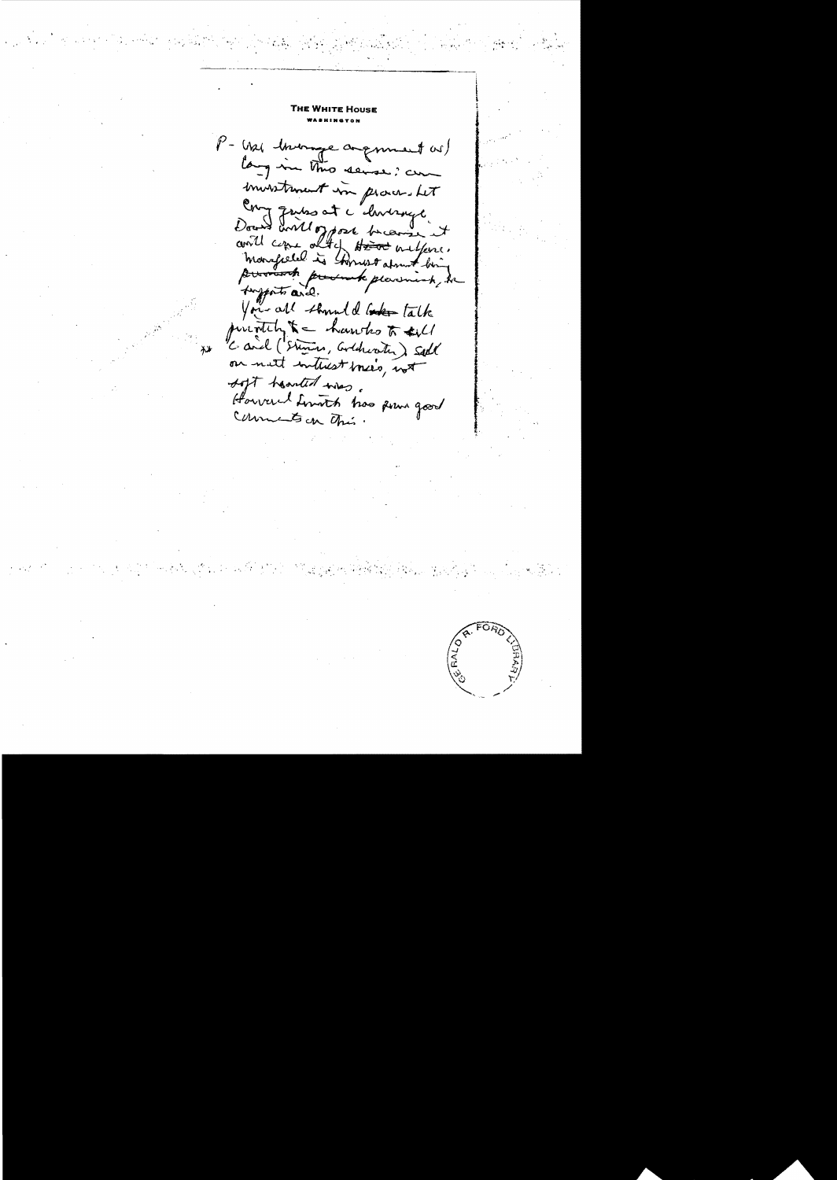THE WHITE HOUSE
WASHINGTON

P - Use leverage argument w/ Cong in this sense: an investment in peace. Let Cong guess at c leverage. Dems will oppose because it will come out of ~~HEW~~ welfare. Mansfield is honest about his ~~previous~~ ~~present~~ previous, he supports aid.

You all should ~~take~~ talk privately to hawks to tell ** C and (Stennis, Goldwater) sell on natl interest basis, not soft hearted basis.

Howard Smith has some good comments on this.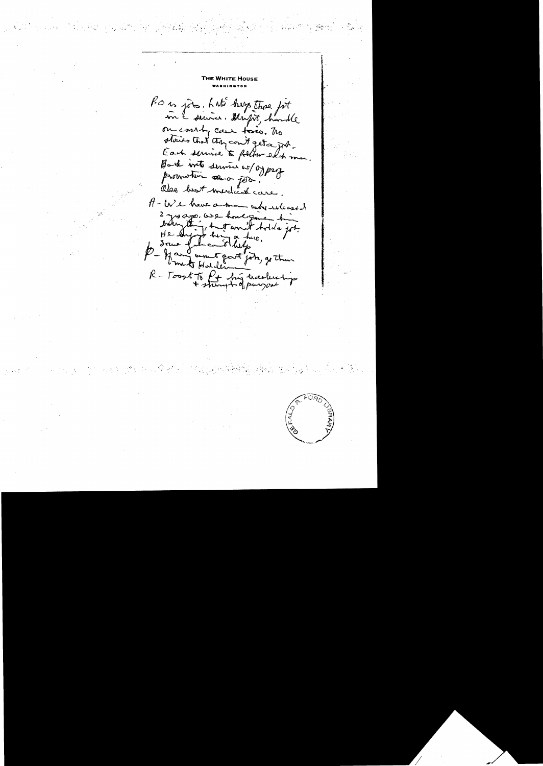THE WHITE HOUSE
WASHINGTON

P.O. is jobs. Let's keep those fit in the service. Unfit, handle on costly case basis. No stories that they can't get a job. Each service to follow each man. Back into service w/ 0 prog promotion on a job.
Also best medical care.

A - We have a man who released 2 yrs ago. We have given him everything, but can't hold a job. He enjoys being a hero.
Some fat can't help.

P - If any want govt jobs, get them — Marty Holden

R - Toast to P + his leadership + strength of purpose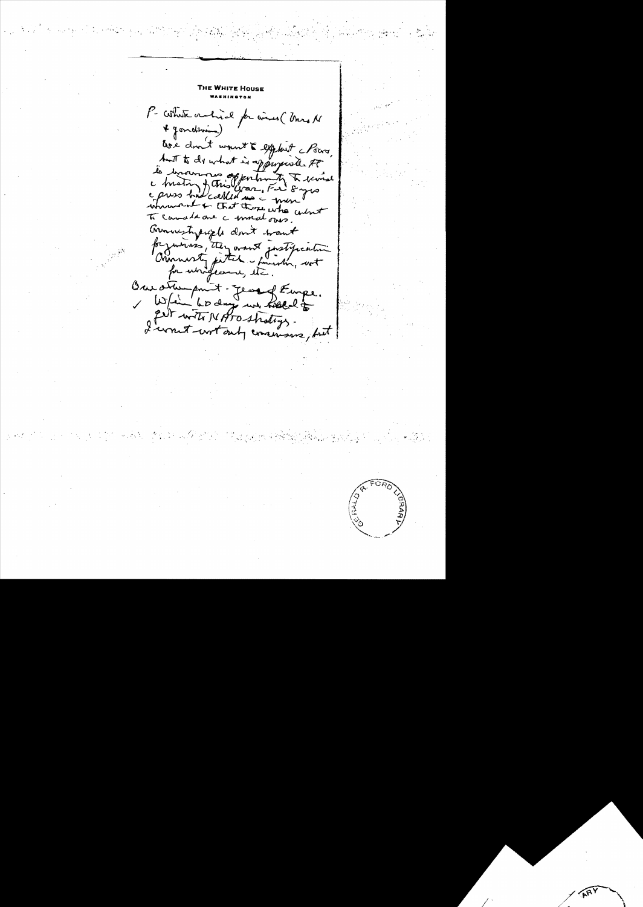**THE WHITE HOUSE**
**WASHINGTON**

P- White criticized for amnesty (Vets & pardons)

We don't want to exploit the Pres, but to do what is appropriate. It is an enormous opportunity to review the history of this war. F. 8 yrs, the press had called us the men unwanted & that those who went to Canada are the moral ones.

Amnesty people don't want forgiveness, they want justification. Amnesty pitch - punish, not for unity, etc.

One other point - Year of Europe.

✓ Within 60 days we need to get with NATO strategy.

I want not only comments, but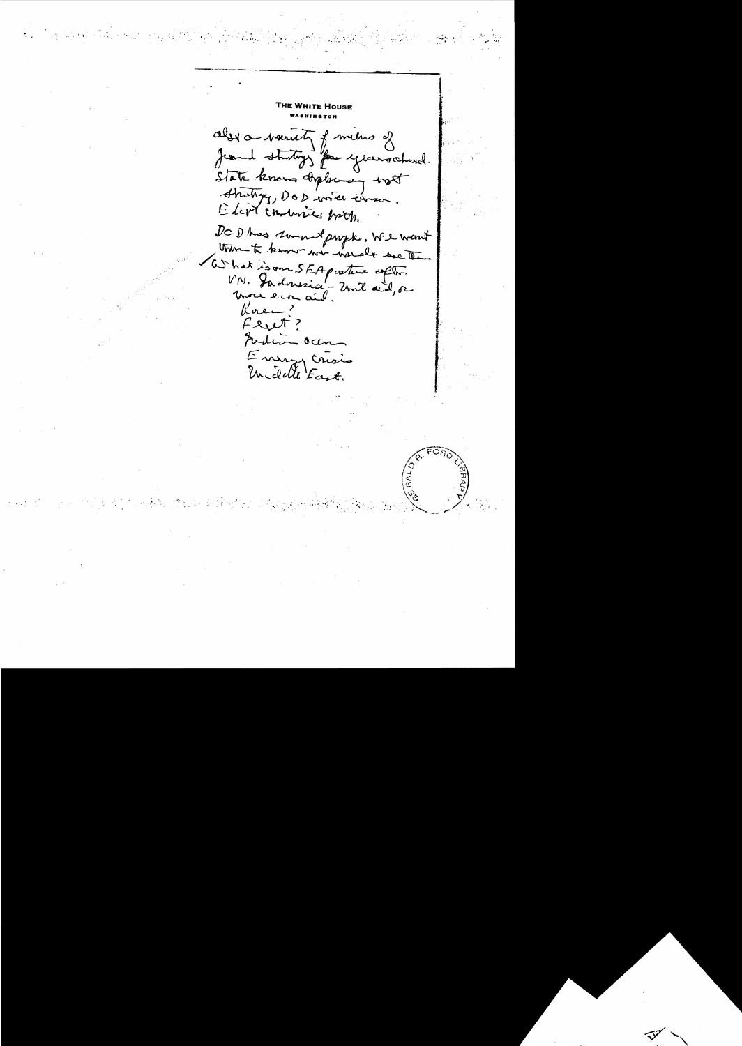THE WHITE HOUSE

WASHINGTON

also a variety of views of grand strategy for years ahead. State knows diplomacy not strategy, DOD vice versa. E[ach] lacks contributions both.

DOD has some good people. We want them to know we would see the

What is our SEA posture after VN. Indonesia - Until aid, or more econ aid.

Korea?

Fleet?

Indian Ocean

Energy crisis

Middle East.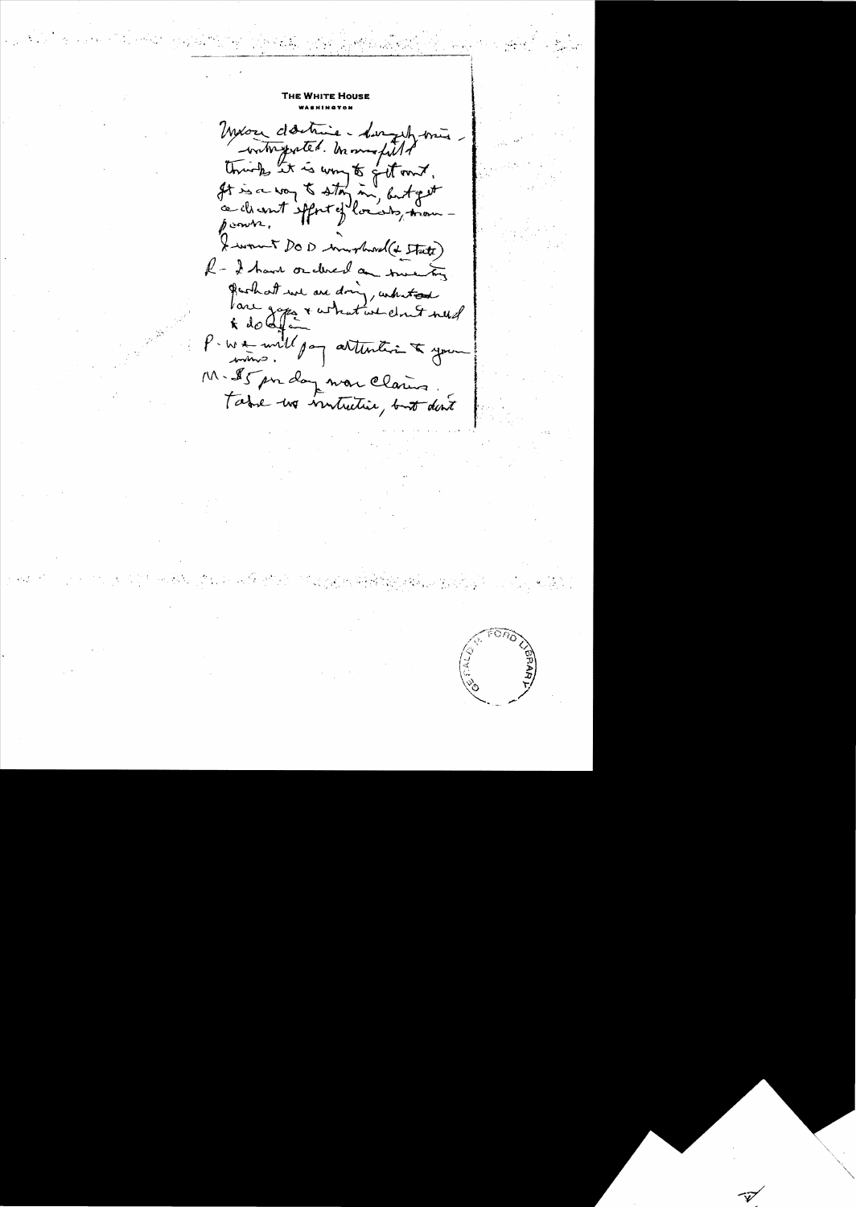**THE WHITE HOUSE**
**WASHINGTON**

Nixon doctrine - largely mis-interpreted. Many felt think it is way to get out. It is a way to stay in, but get a different effort of locals, man-power.

I want DOD involved (+ State)

R - I have ordered a meeting of what we are doing, what are gaps + what we don't need to do effec-tively.

P - We will pay attention to your mins.

M - 85 per day war claims. Take no instruction, but don't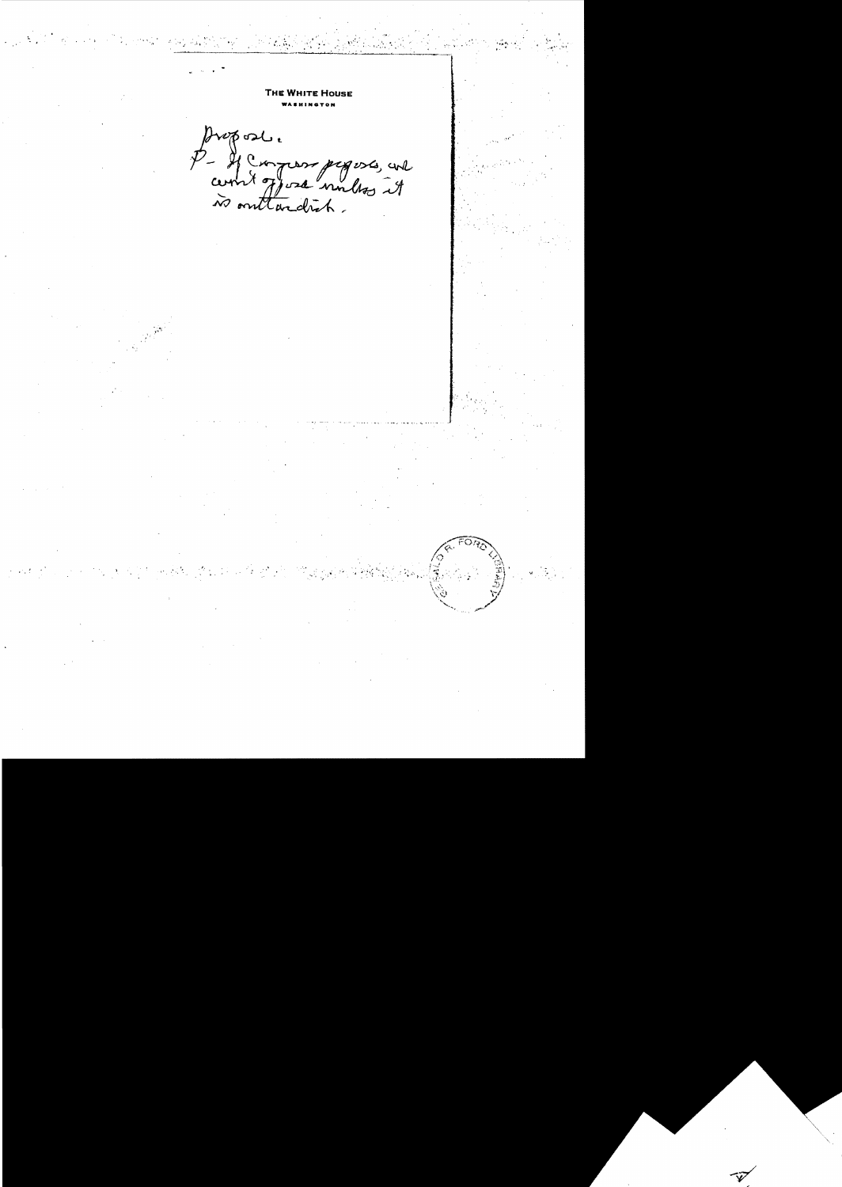THE WHITE HOUSE
WASHINGTON

Proposal.
P - If Congress proposes, we
won't oppose unless it
is outlandish.